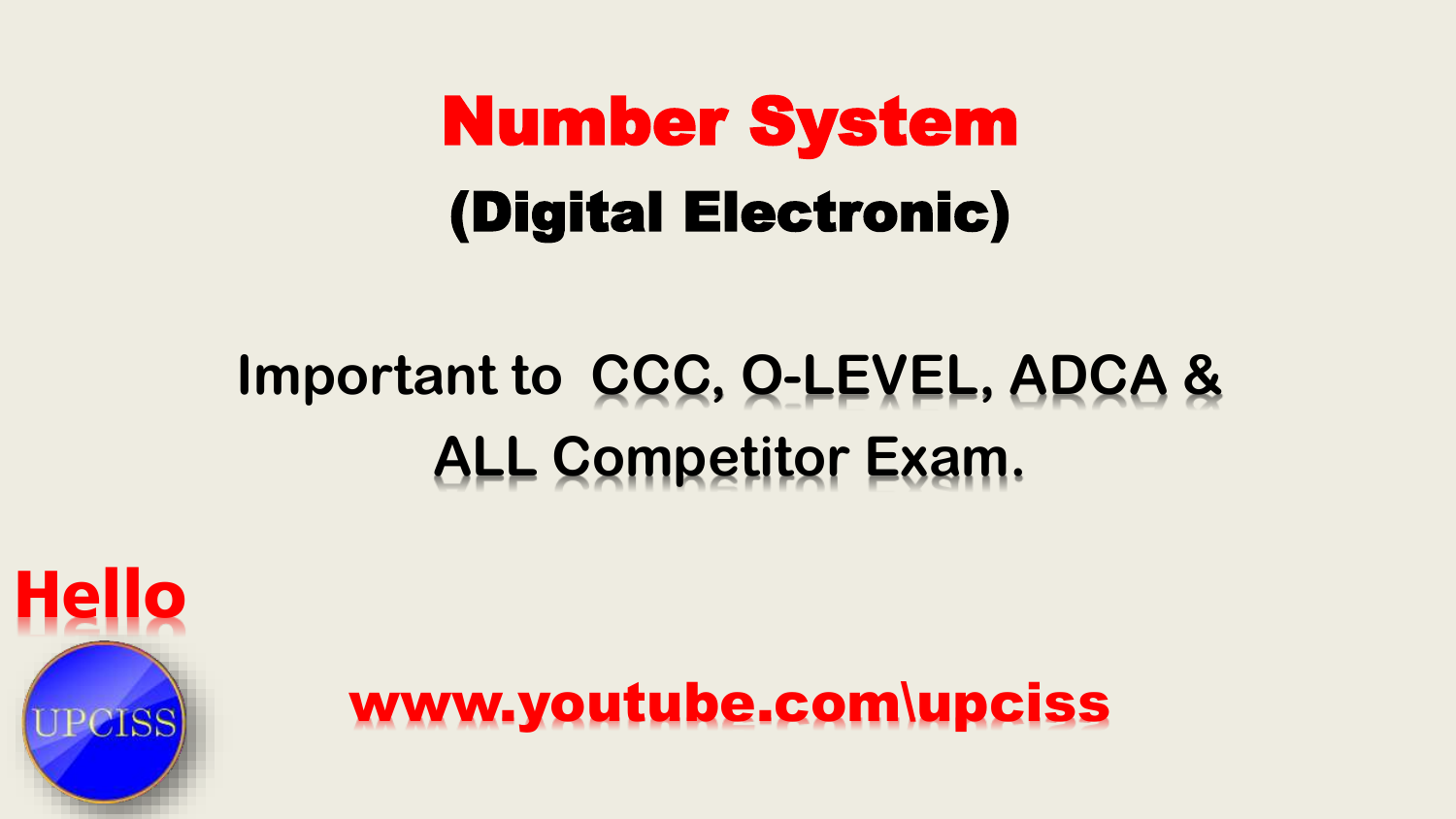# Number System

## (Digital Electronic)

Important to CCC, O-LEVEL, ADCA & ALL Competitor Exam.

Hello

UPCISS

www.youtube.com\upciss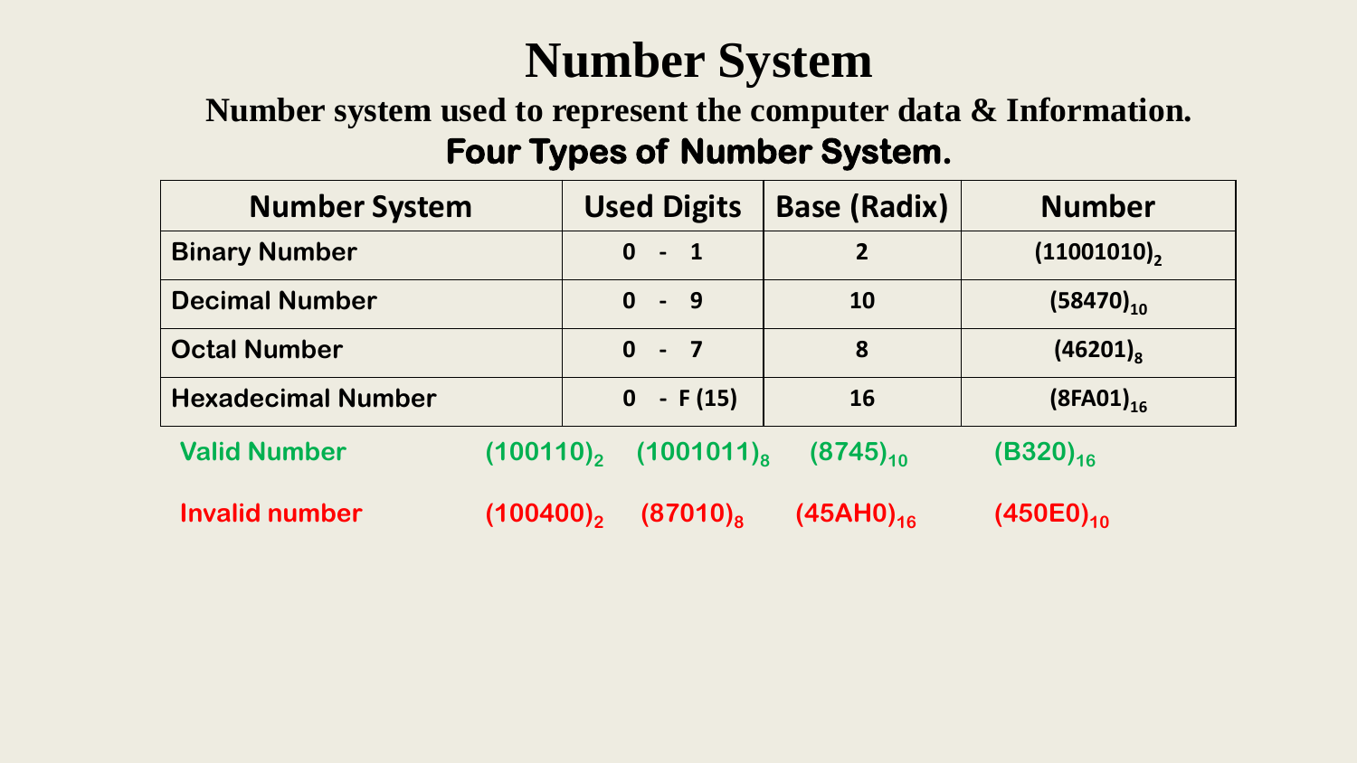# Number System

**Number system used to represent the computer data & Information.**

**Four Types of Number System.**

| Number System | Used Digits | Base (Radix) | Number |
|---|---|---|---|
| Binary Number | 0 - 1 | 2 | $(11001010)_2$ |
| Decimal Number | 0 - 9 | 10 | $(58470)_{10}$ |
| Octal Number | 0 - 7 | 8 | $(46201)_8$ |
| Hexadecimal Number | 0 - F (15) | 16 | $(8FA01)_{16}$ |

**Valid Number** $(100110)_2$ $(1001011)_8$ $(8745)_{10}$ $(B320)_{16}$

**Invalid number** $(100400)_2$ $(87010)_8$ $(45AH0)_{16}$ $(450E0)_{10}$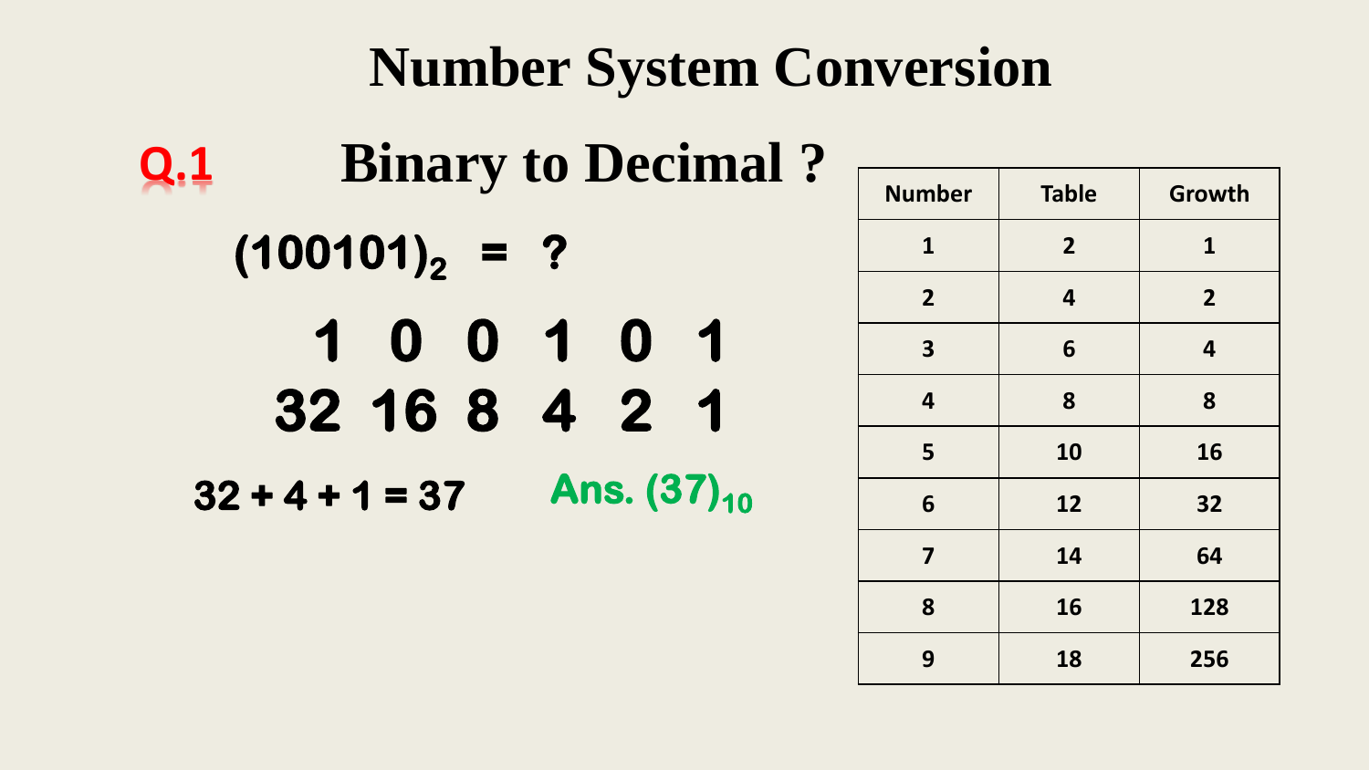# Number System Conversion

## Q.1 Binary to Decimal ?

$(100101)_2$ = ?

| 1 | 0 | 0 | 1 | 0 | 1 |
|---|---|---|---|---|---|
| 32 | 16 | 8 | 4 | 2 | 1 |

32 + 4 + 1 = 37

**Ans. $(37)_{10}$**

| Number | Table | Growth |
|---|---|---|
| 1 | 2 | 1 |
| 2 | 4 | 2 |
| 3 | 6 | 4 |
| 4 | 8 | 8 |
| 5 | 10 | 16 |
| 6 | 12 | 32 |
| 7 | 14 | 64 |
| 8 | 16 | 128 |
| 9 | 18 | 256 |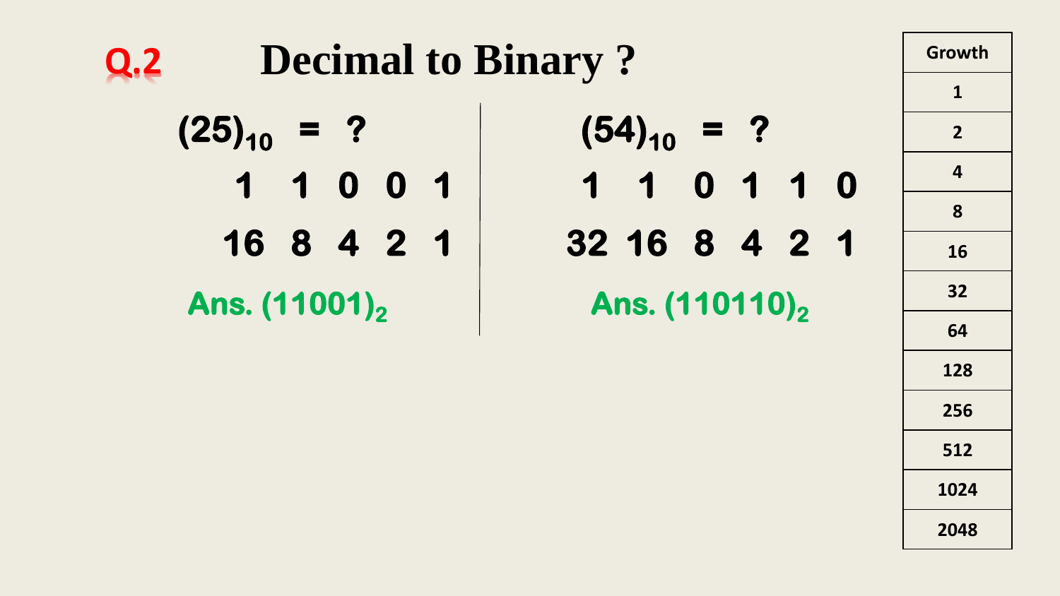## Q.2 Decimal to Binary ?

$(25)_{10}$ = ?

| 1 | 1 | 0 | 0 | 1 |
|---|---|---|---|---|
| 16 | 8 | 4 | 2 | 1 |

Ans. $(11001)_2$

$(54)_{10}$ = ?

| 1 | 1 | 0 | 1 | 1 | 0 |
|---|---|---|---|---|---|
| 32 | 16 | 8 | 4 | 2 | 1 |

Ans. $(110110)_2$

| Growth |
|---|
| 1 |
| 2 |
| 4 |
| 8 |
| 16 |
| 32 |
| 64 |
| 128 |
| 256 |
| 512 |
| 1024 |
| 2048 |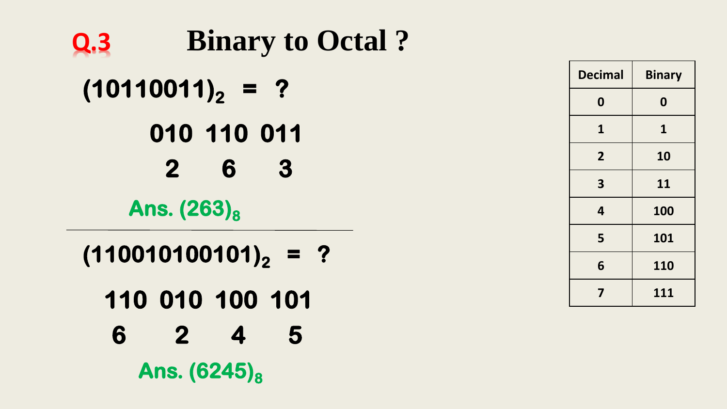# Q.3 Binary to Octal ?

$(10110011)_2 = ?$

010 110 011

2 6 3

**Ans. $(263)_8$**

---

$(110010100101)_2 = ?$

110 010 100 101

6 2 4 5

**Ans. $(6245)_8$**

| Decimal | Binary |
|---|---|
| 0 | 0 |
| 1 | 1 |
| 2 | 10 |
| 3 | 11 |
| 4 | 100 |
| 5 | 101 |
| 6 | 110 |
| 7 | 111 |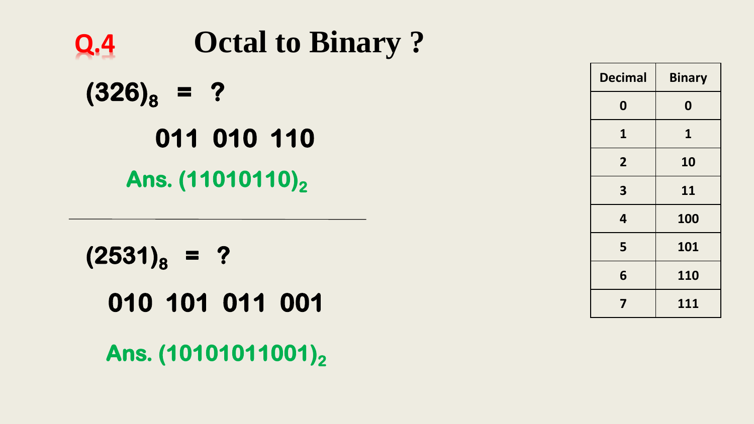## Q.4 Octal to Binary ?

$(326)_8$ = ?

011 010 110

Ans. $(11010110)_2$

---

$(2531)_8$ = ?

010 101 011 001

Ans. $(10101011001)_2$

| Decimal | Binary |
|---|---|
| 0 | 0 |
| 1 | 1 |
| 2 | 10 |
| 3 | 11 |
| 4 | 100 |
| 5 | 101 |
| 6 | 110 |
| 7 | 111 |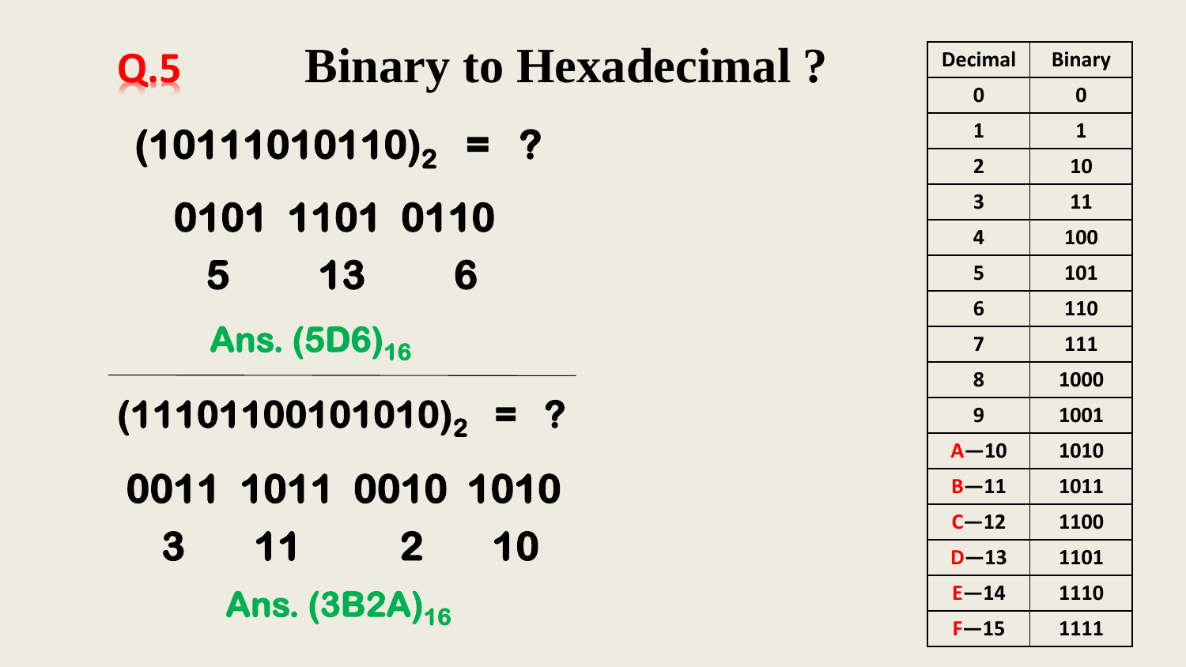# Q.5 Binary to Hexadecimal ?

$(10111010110)_2$ = ?

0101 1101 0110

5 13 6

**Ans. $(5D6)_{16}$**

---

$(11101100101010)_2$ = ?

0011 1011 0010 1010

3 11 2 10

**Ans. $(3B2A)_{16}$**

| Decimal | Binary |
|---|---|
| 0 | 0 |
| 1 | 1 |
| 2 | 10 |
| 3 | 11 |
| 4 | 100 |
| 5 | 101 |
| 6 | 110 |
| 7 | 111 |
| 8 | 1000 |
| 9 | 1001 |
| A—10 | 1010 |
| B—11 | 1011 |
| C—12 | 1100 |
| D—13 | 1101 |
| E—14 | 1110 |
| F—15 | 1111 |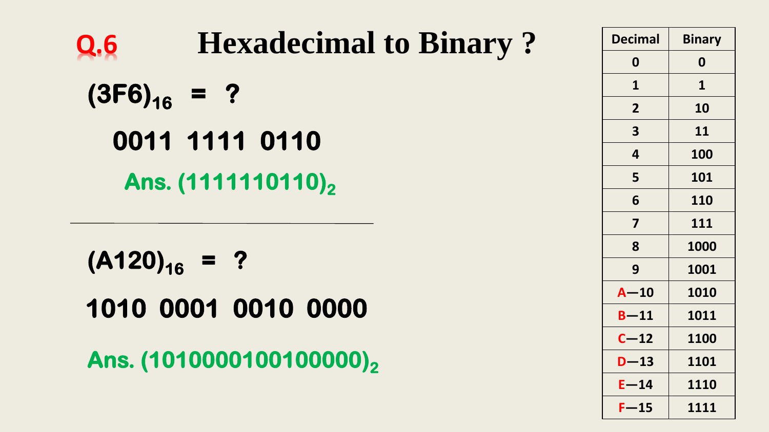## Q.6 Hexadecimal to Binary ?

$(3F6)_{16}$ = ?

0011 1111 0110

Ans. $(1111110110)_2$

---

$(A120)_{16}$ = ?

1010 0001 0010 0000

Ans. $(1010000100100000)_2$

| Decimal | Binary |
|---|---|
| 0 | 0 |
| 1 | 1 |
| 2 | 10 |
| 3 | 11 |
| 4 | 100 |
| 5 | 101 |
| 6 | 110 |
| 7 | 111 |
| 8 | 1000 |
| 9 | 1001 |
| A—10 | 1010 |
| B—11 | 1011 |
| C—12 | 1100 |
| D—13 | 1101 |
| E—14 | 1110 |
| F—15 | 1111 |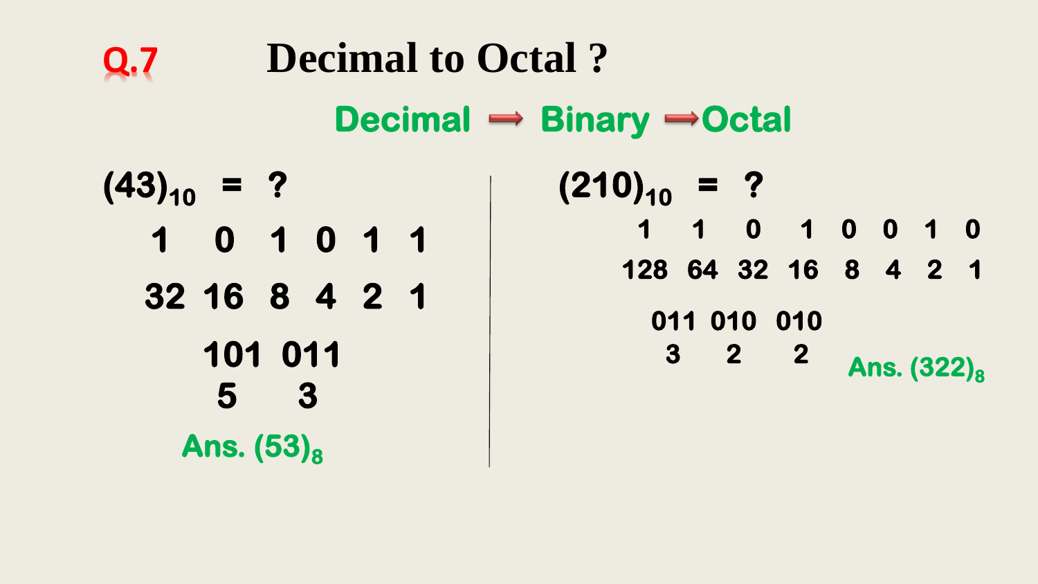# Q.7 Decimal to Octal ?

**Decimal → Binary → Octal**

$(43)_{10}$ = ?

| 1 | 0 | 1 | 0 | 1 | 1 |
|---|---|---|---|---|---|
| 32 | 16 | 8 | 4 | 2 | 1 |

101 011

5 3

**Ans. $(53)_8$**

$(210)_{10}$ = ?

| 1 | 1 | 0 | 1 | 0 | 0 | 1 | 0 |
|---|---|---|---|---|---|---|---|
| 128 | 64 | 32 | 16 | 8 | 4 | 2 | 1 |

011 010 010

3 2 2

**Ans. $(322)_8$**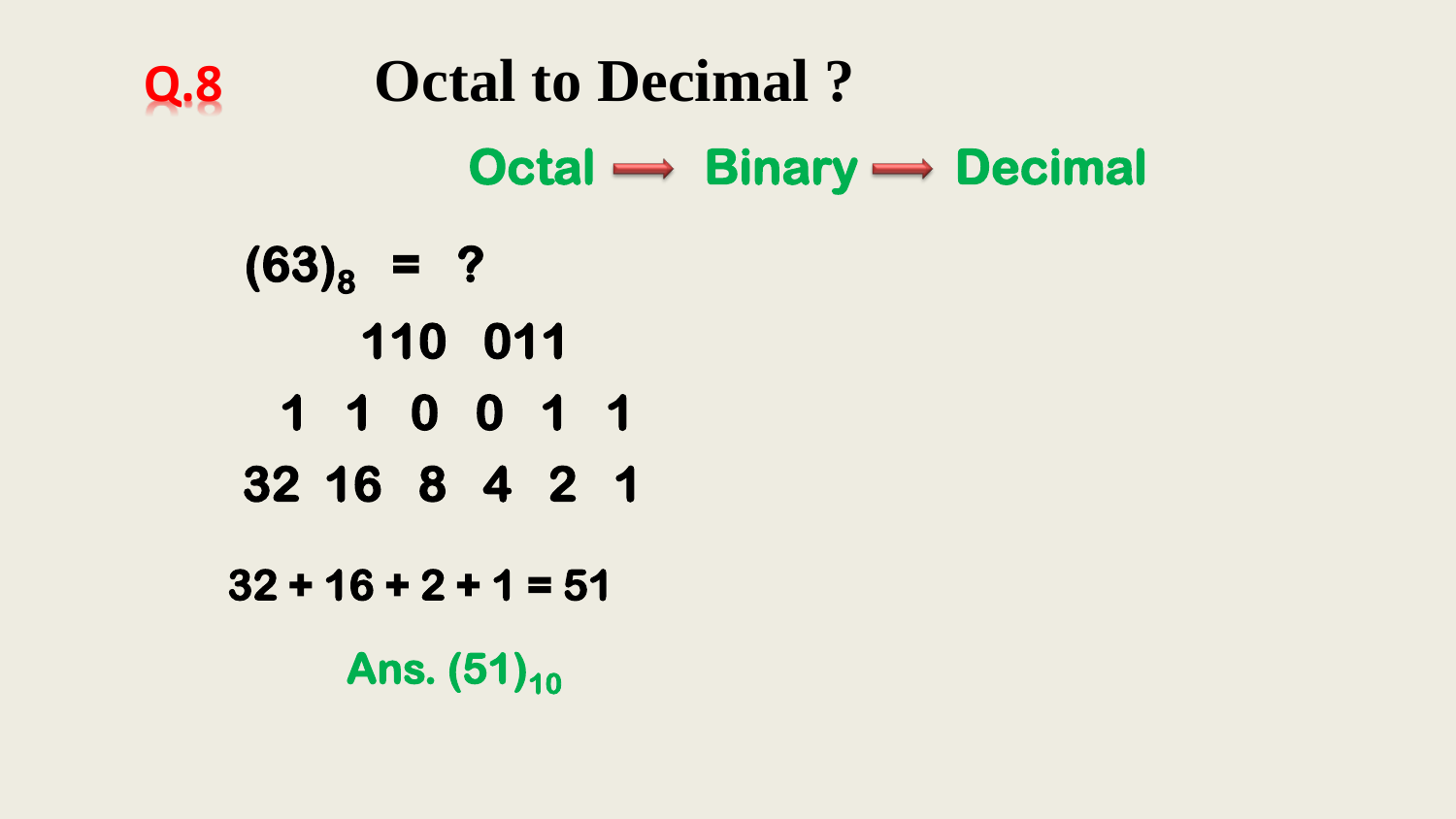## Q.8 Octal to Decimal ?

**Octal → Binary → Decimal**

$(63)_8$ = ?

110 011

1 1 0 0 1 1

32 16 8 4 2 1

32 + 16 + 2 + 1 = 51

**Ans.** $(51)_{10}$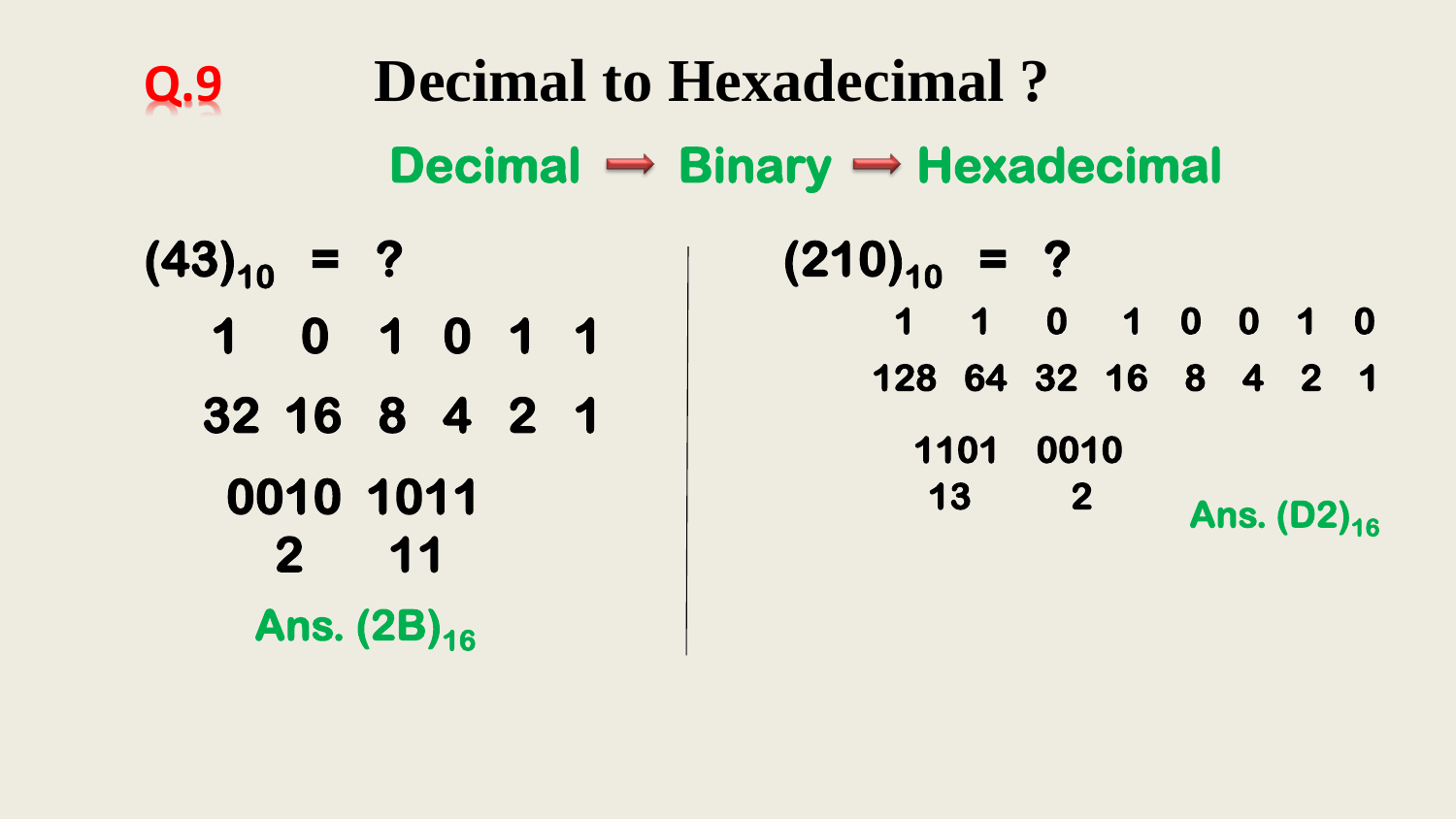# Q.9 Decimal to Hexadecimal ?

**Decimal ➡ Binary ➡ Hexadecimal**

$(43)_{10}$ = ?

| 1 | 0 | 1 | 0 | 1 | 1 |
|---|---|---|---|---|---|
| 32 | 16 | 8 | 4 | 2 | 1 |

0010 1011

2 11

**Ans.** $(2B)_{16}$

$(210)_{10}$ = ?

| 1 | 1 | 0 | 1 | 0 | 0 | 1 | 0 |
|---|---|---|---|---|---|---|---|
| 128 | 64 | 32 | 16 | 8 | 4 | 2 | 1 |

1101 0010

13 2

**Ans.** $(D2)_{16}$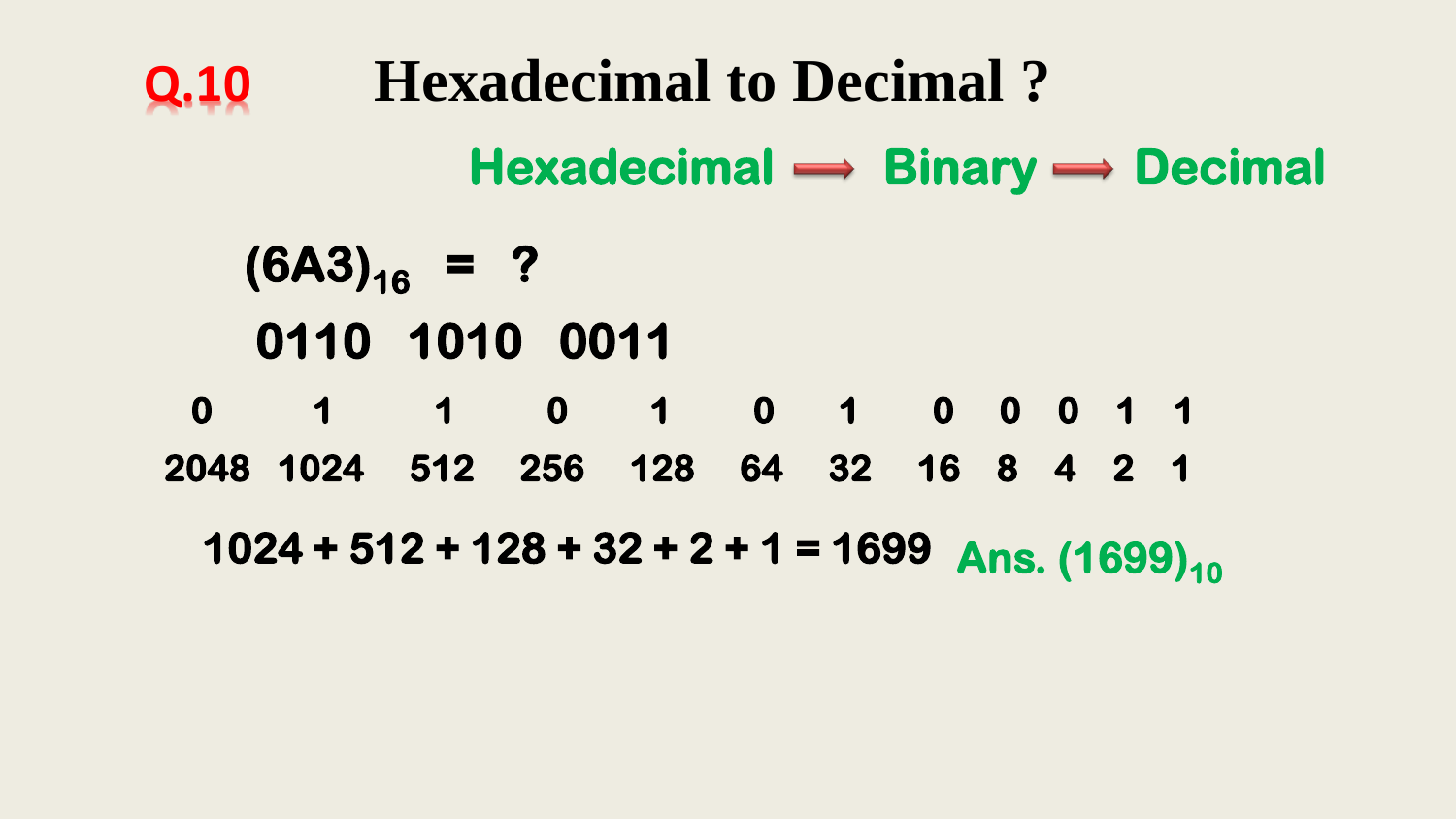# Q.10 Hexadecimal to Decimal ?

**Hexadecimal → Binary → Decimal**

$(6A3)_{16}$ = ?

0110 1010 0011

| 0 | 1 | 1 | 0 | 1 | 0 | 1 | 0 | 0 | 0 | 1 | 1 |
|---|---|---|---|---|---|---|---|---|---|---|---|
| 2048 | 1024 | 512 | 256 | 128 | 64 | 32 | 16 | 8 | 4 | 2 | 1 |

1024 + 512 + 128 + 32 + 2 + 1 = 1699 Ans. $(1699)_{10}$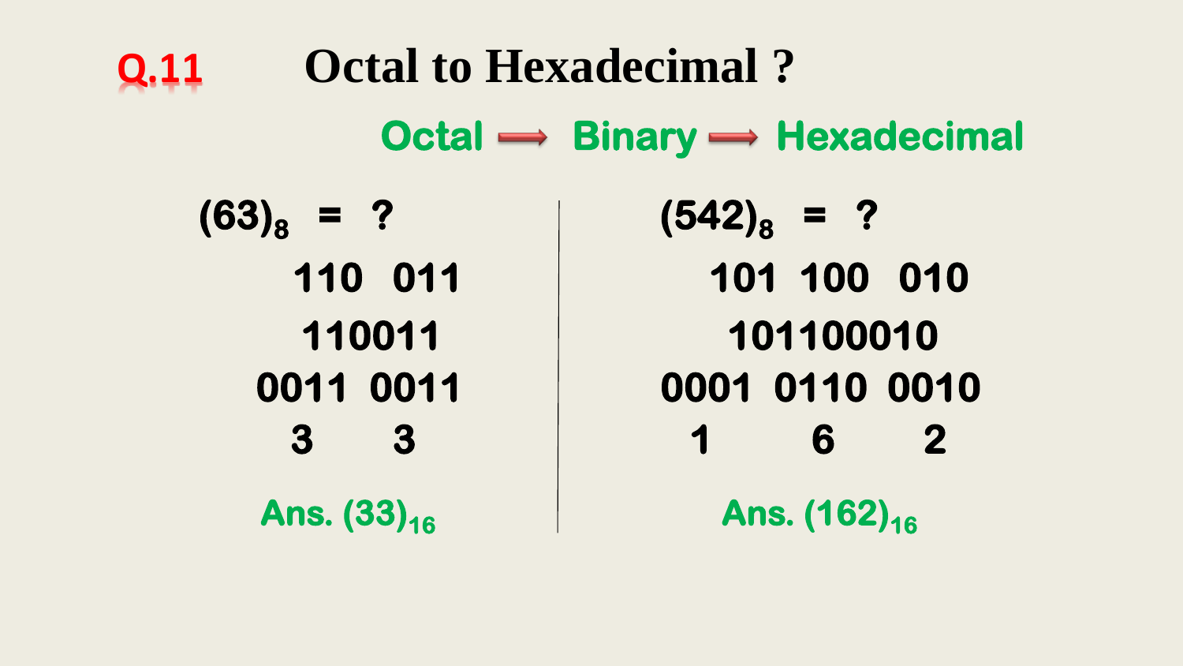## Q.11 Octal to Hexadecimal ?

**Octal → Binary → Hexadecimal**

$(63)_8$ = ?

110 011

110011

0011 0011

3 3

**Ans.** $(33)_{16}$

$(542)_8$ = ?

101 100 010

101100010

0001 0110 0010

1 6 2

**Ans.** $(162)_{16}$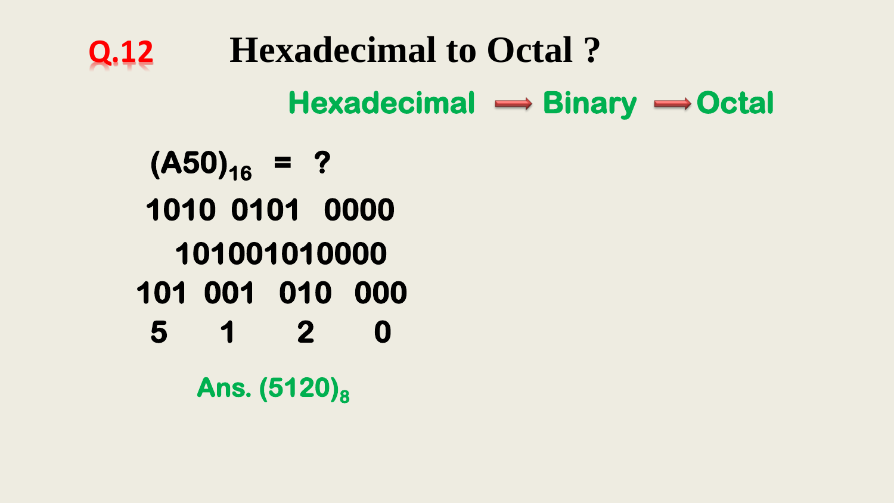## Q.12 Hexadecimal to Octal ?

**Hexadecimal → Binary → Octal**

$(A50)_{16}$ = ?

1010 0101 0000

101001010000

101 001 010 000

5 1 2 0

**Ans.** $(5120)_8$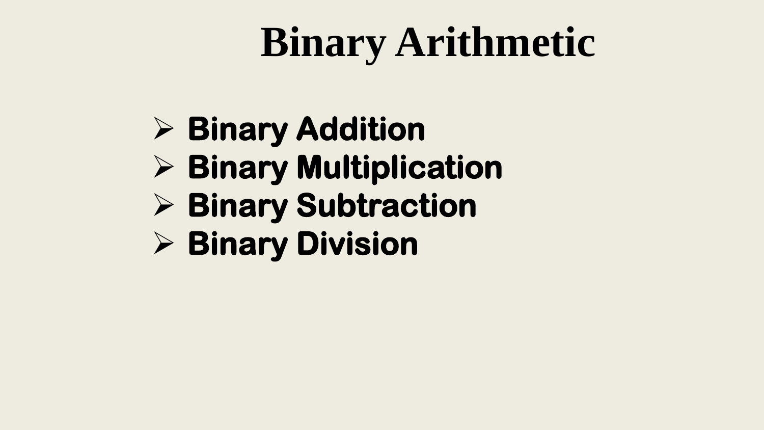# Binary Arithmetic

- **Binary Addition**
- **Binary Multiplication**
- **Binary Subtraction**
- **Binary Division**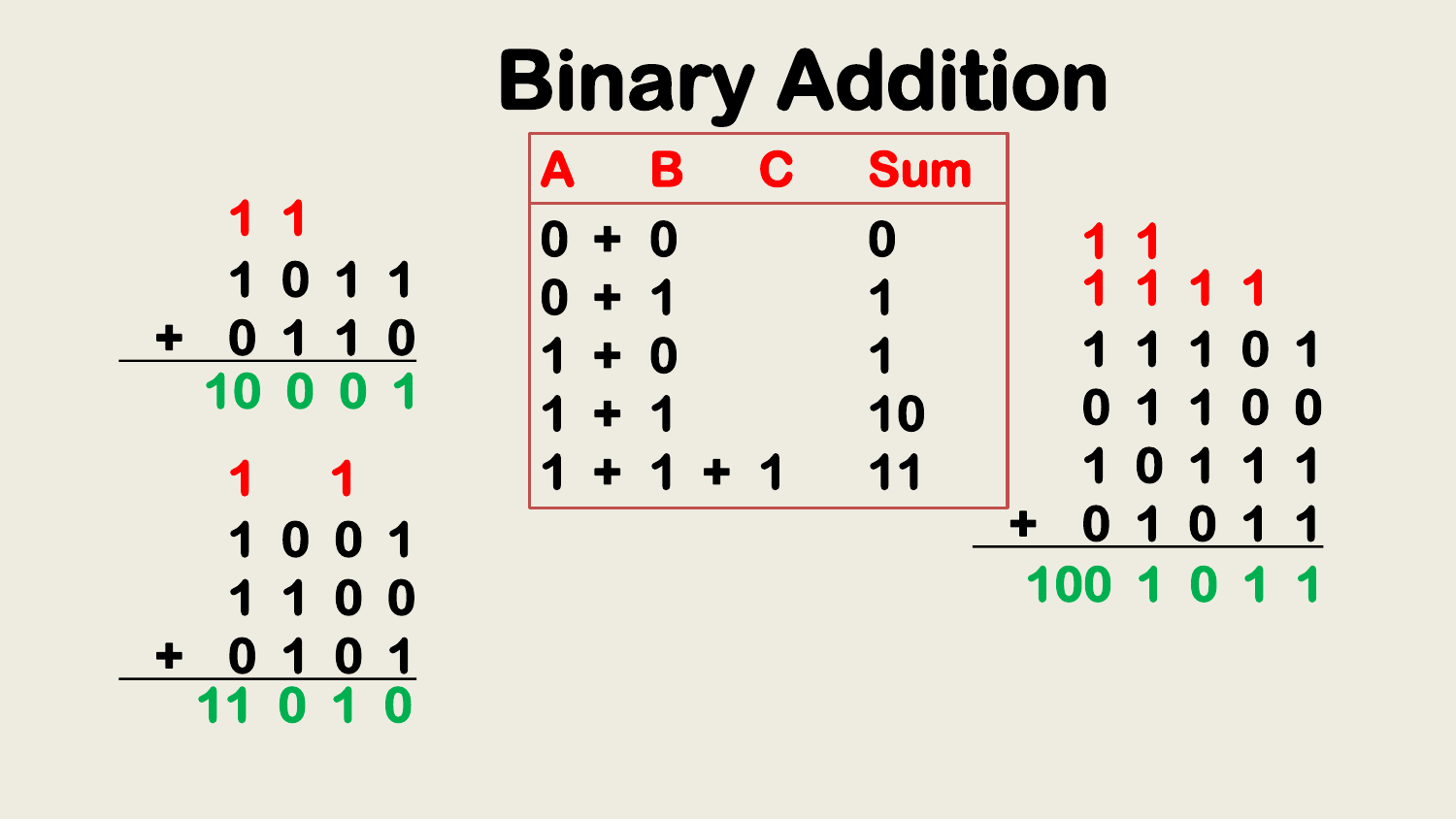# Binary Addition

| A | | B | | C | Sum |
|---|---|---|---|---|---|
| 0 | + | 0 | | | 0 |
| 0 | + | 1 | | | 1 |
| 1 | + | 0 | | | 1 |
| 1 | + | 1 | | | 10 |
| 1 | + | 1 | + | 1 | 11 |

```
    1 1
    1 0 1 1
+   0 1 1 0
-----------
  10 0 0 1
```

```
    1   1
    1 0 0 1
    1 1 0 0
+   0 1 0 1
-----------
  11 0 1 0
```

```
    1 1
    1 1 1 1
    1 1 1 0 1
    0 1 1 0 0
    1 0 1 1 1
+   0 1 0 1 1
-------------
  100 1 0 1 1
```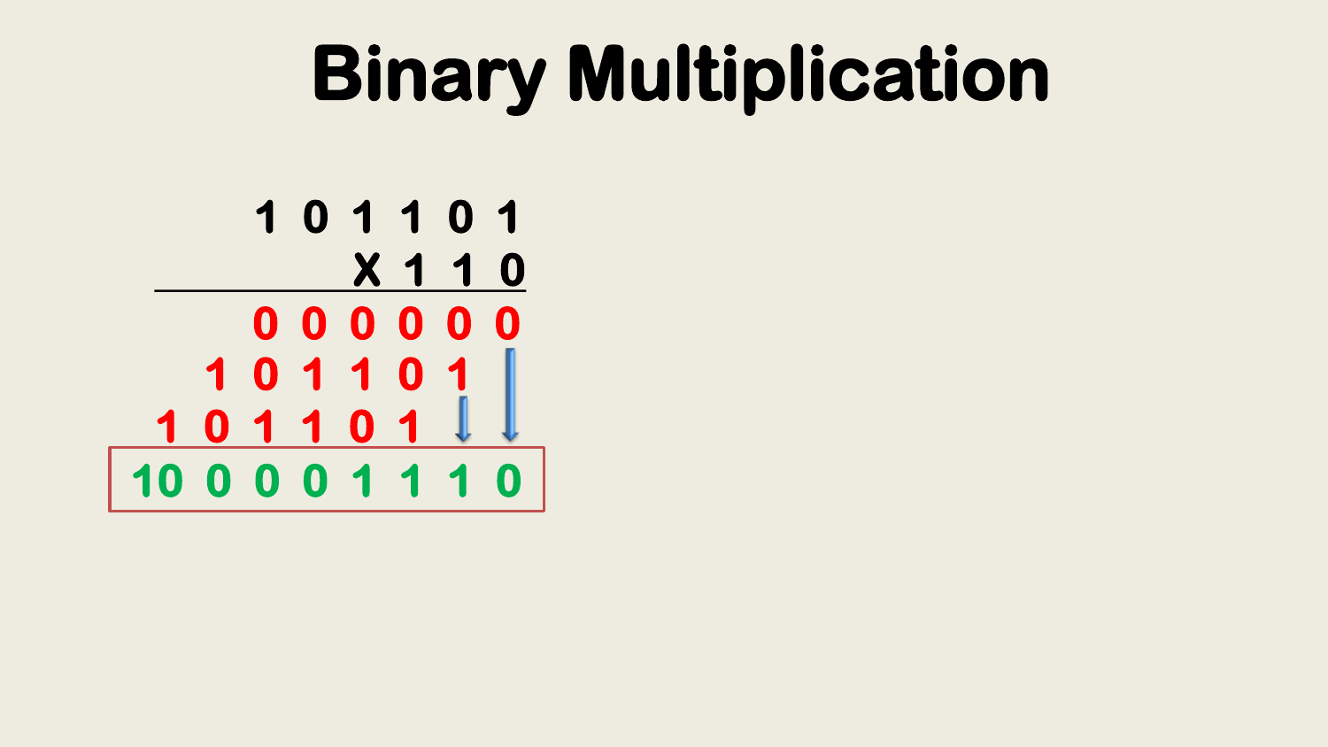# Binary Multiplication

```
          1 0 1 1 0 1
                X 1 1 0
   ---------------------
          0 0 0 0 0 0
        1 0 1 1 0 1
      1 0 1 1 0 1
   10 0 0 0 1 1 1 0
```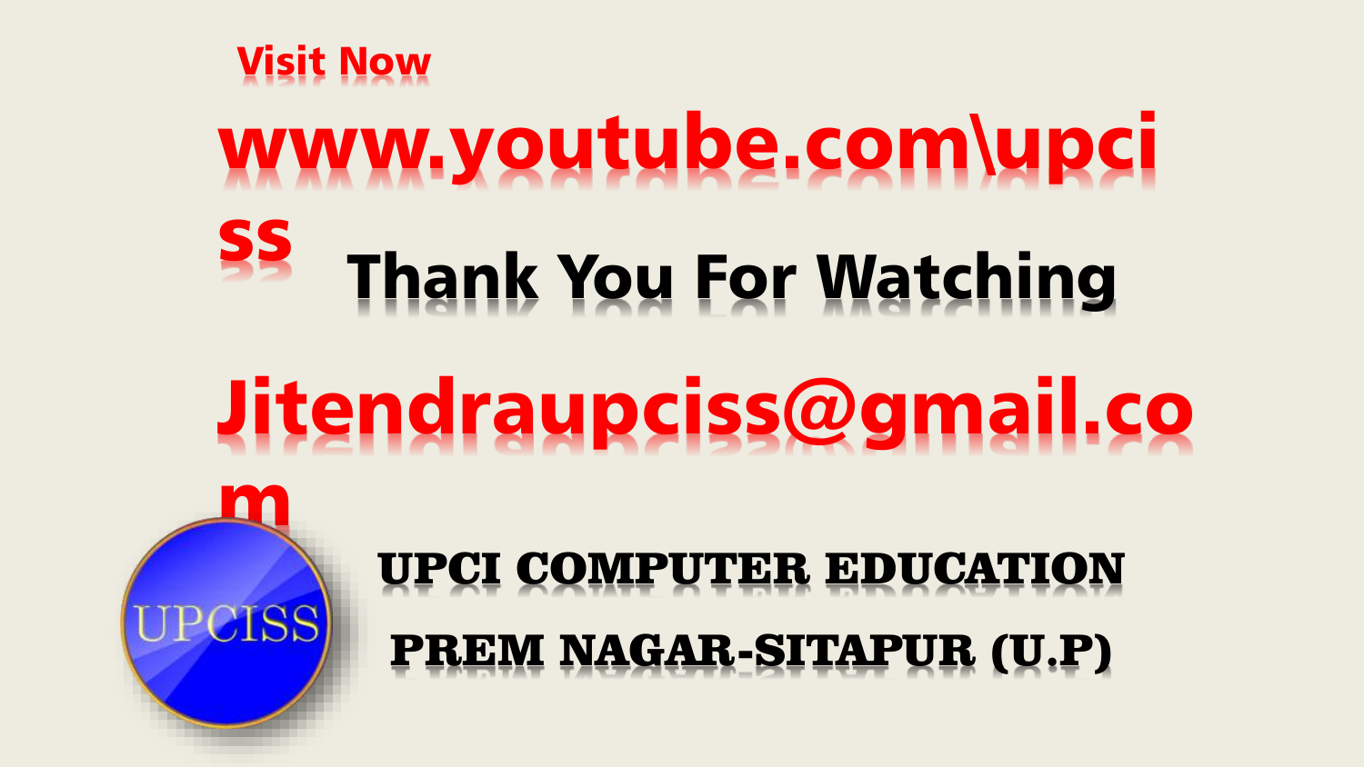Visit Now

**www.youtube.com\upciss**

# Thank You For Watching

**Jitendraupciss@gmail.com**

**UPCI COMPUTER EDUCATION**

**PREM NAGAR-SITAPUR (U.P)**